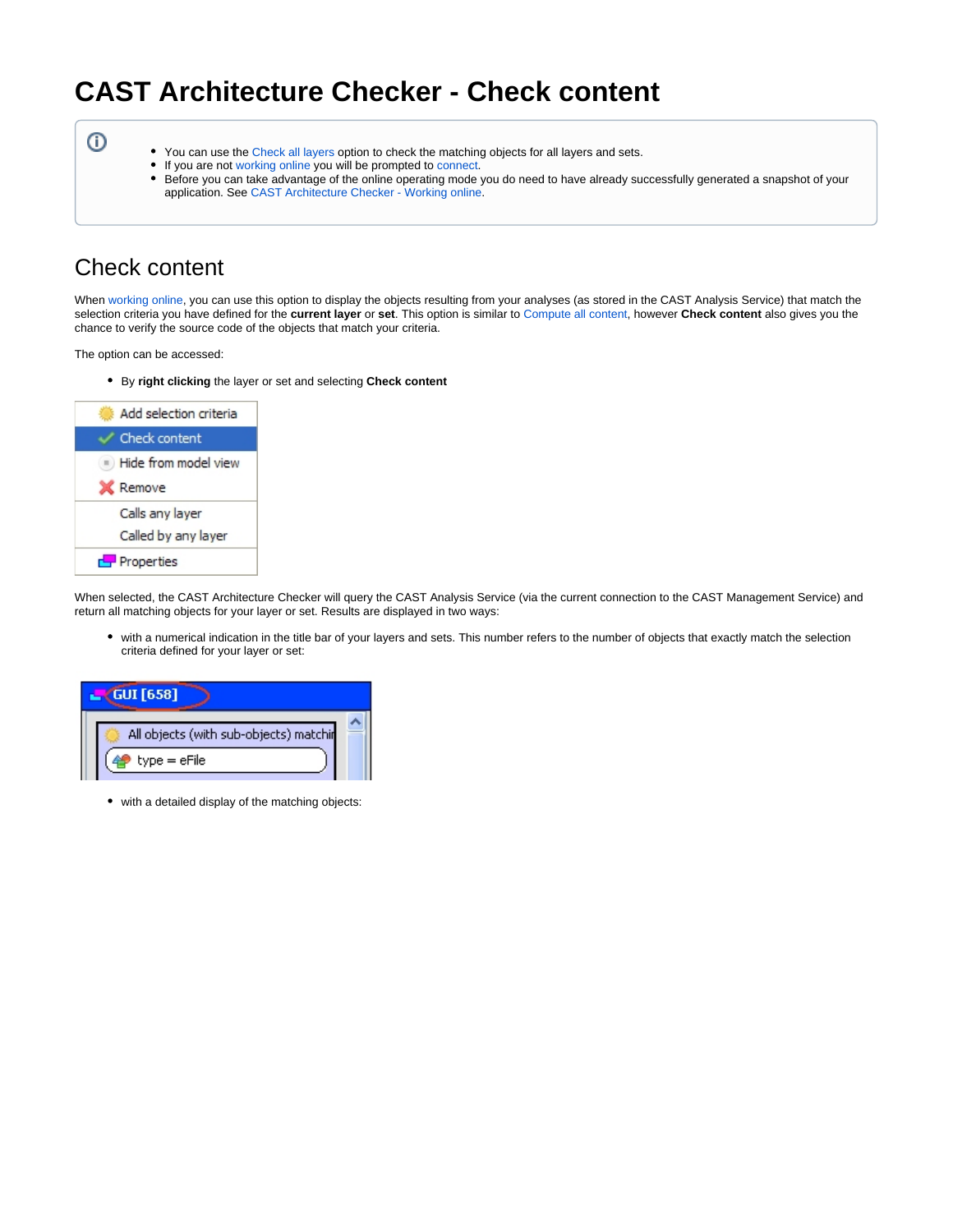# CAST Architecture Checker - Check content

- You can use the Check all layers option to check the matching objects for all layers and sets.
- If you are not working online you will be prompted to connect.
- Before you can take advantage of the online operating mode you do need to have already successfully generated a snapshot of your application. See CAST Architecture Checker - Working online.

## Check content

When working online, you can use this option to display the objects resulting from your analyses (as stored in the CAST Analysis Service) that match the selection criteria you have defined for the **current layer** or **set**. This option is similar to Compute all content, however **Check content** also gives you the chance to verify the source code of the objects that match your criteria.

The option can be accessed:

- By **right clicking** the layer or set and selecting **Check content**

When selected, the CAST Architecture Checker will query the CAST Analysis Service (via the current connection to the CAST Management Service) and return all matching objects for your layer or set. Results are displayed in two ways:

- with a numerical indication in the title bar of your layers and sets. This number refers to the number of objects that exactly match the selection criteria defined for your layer or set:

- with a detailed display of the matching objects: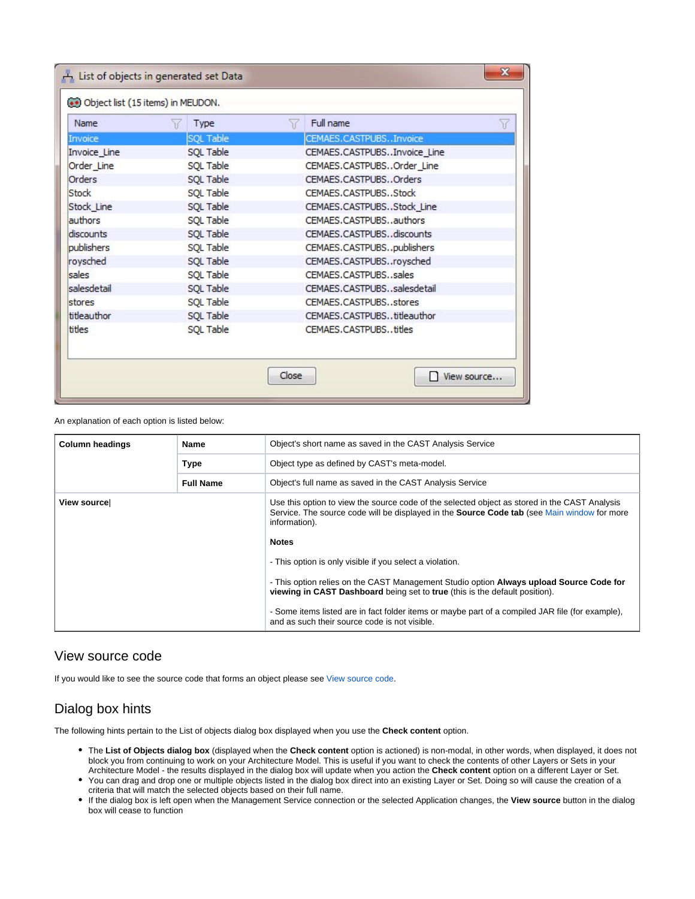List of objects in generated set Data

Object list (15 items) in MEUDON.

| Name | Type | Full name |
|---|---|---|
| Invoice | SQL Table | CEMAES.CASTPUBS..Invoice |
| Invoice_Line | SQL Table | CEMAES.CASTPUBS..Invoice_Line |
| Order_Line | SQL Table | CEMAES.CASTPUBS..Order_Line |
| Orders | SQL Table | CEMAES.CASTPUBS..Orders |
| Stock | SQL Table | CEMAES.CASTPUBS..Stock |
| Stock_Line | SQL Table | CEMAES.CASTPUBS..Stock_Line |
| authors | SQL Table | CEMAES.CASTPUBS..authors |
| discounts | SQL Table | CEMAES.CASTPUBS..discounts |
| publishers | SQL Table | CEMAES.CASTPUBS..publishers |
| roysched | SQL Table | CEMAES.CASTPUBS..roysched |
| sales | SQL Table | CEMAES.CASTPUBS..sales |
| salesdetail | SQL Table | CEMAES.CASTPUBS..salesdetail |
| stores | SQL Table | CEMAES.CASTPUBS..stores |
| titleauthor | SQL Table | CEMAES.CASTPUBS..titleauthor |
| titles | SQL Table | CEMAES.CASTPUBS..titles |

Close | View source...

An explanation of each option is listed below:

| | | |
|---|---|---|
| **Column headings** | **Name** | Object's short name as saved in the CAST Analysis Service |
| | **Type** | Object type as defined by CAST's meta-model. |
| | **Full Name** | Object's full name as saved in the CAST Analysis Service |
| **View source** | | Use this option to view the source code of the selected object as stored in the CAST Analysis Service. The source code will be displayed in the **Source Code tab** (see Main window for more information).<br><br>**Notes**<br><br>- This option is only visible if you select a violation.<br><br>- This option relies on the CAST Management Studio option **Always upload Source Code for viewing in CAST Dashboard** being set to **true** (this is the default position).<br><br>- Some items listed are in fact folder items or maybe part of a compiled JAR file (for example), and as such their source code is not visible. |

## View source code

If you would like to see the source code that forms an object please see View source code.

## Dialog box hints

The following hints pertain to the List of objects dialog box displayed when you use the **Check content** option.

- The **List of Objects dialog box** (displayed when the **Check content** option is actioned) is non-modal, in other words, when displayed, it does not block you from continuing to work on your Architecture Model. This is useful if you want to check the contents of other Layers or Sets in your Architecture Model - the results displayed in the dialog box will update when you action the **Check content** option on a different Layer or Set.
- You can drag and drop one or multiple objects listed in the dialog box direct into an existing Layer or Set. Doing so will cause the creation of a criteria that will match the selected objects based on their full name.
- If the dialog box is left open when the Management Service connection or the selected Application changes, the **View source** button in the dialog box will cease to function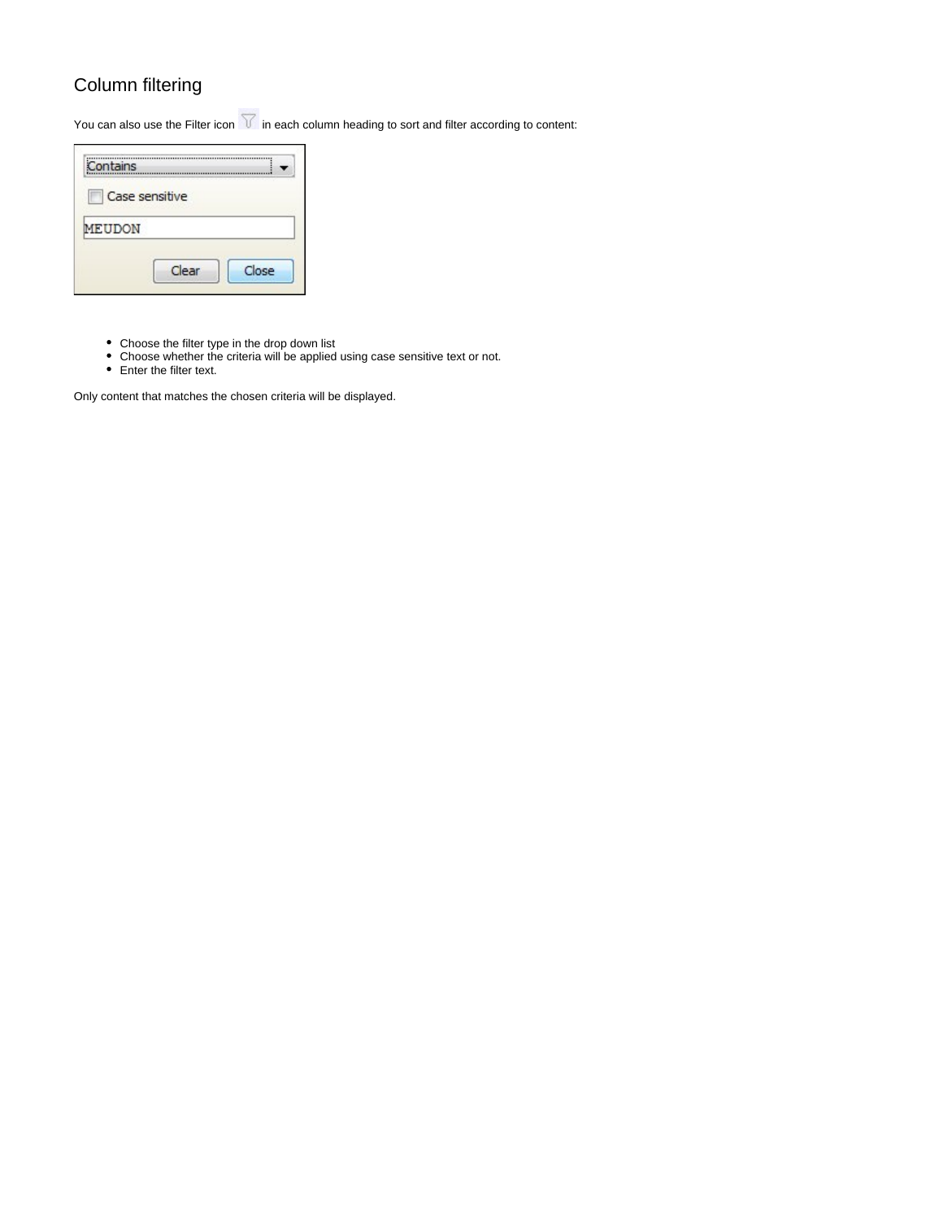## Column filtering

You can also use the Filter icon in each column heading to sort and filter according to content:

- Choose the filter type in the drop down list
- Choose whether the criteria will be applied using case sensitive text or not.
- Enter the filter text.

Only content that matches the chosen criteria will be displayed.